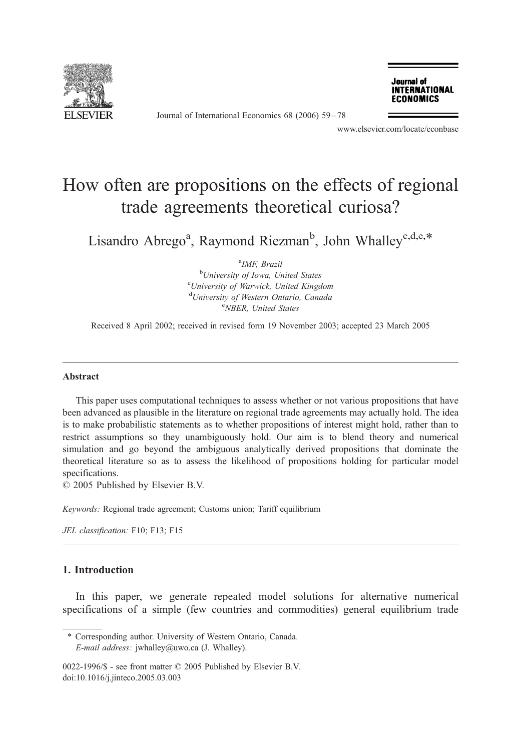# How often are propositions on the effects of regional trade agreements theoretical curiosa?

Lisandro Abrego[a], Raymond Riezman[b], John Whalley[c,d,e,*]

[a] IMF, Brazil
[b] University of Iowa, United States
[c] University of Warwick, United Kingdom
[d] University of Western Ontario, Canada
[e] NBER, United States

Received 8 April 2002; received in revised form 19 November 2003; accepted 23 March 2005

## Abstract

This paper uses computational techniques to assess whether or not various propositions that have been advanced as plausible in the literature on regional trade agreements may actually hold. The idea is to make probabilistic statements as to whether propositions of interest might hold, rather than to restrict assumptions so they unambiguously hold. Our aim is to blend theory and numerical simulation and go beyond the ambiguous analytically derived propositions that dominate the theoretical literature so as to assess the likelihood of propositions holding for particular model specifications.

© 2005 Published by Elsevier B.V.

*Keywords:* Regional trade agreement; Customs union; Tariff equilibrium

*JEL classification:* F10; F13; F15

## 1. Introduction

In this paper, we generate repeated model solutions for alternative numerical specifications of a simple (few countries and commodities) general equilibrium trade

---

* Corresponding author. University of Western Ontario, Canada.
*E-mail address:* jwhalley@uwo.ca (J. Whalley).

0022-1996/$ - see front matter © 2005 Published by Elsevier B.V.
doi:10.1016/j.jinteco.2005.03.003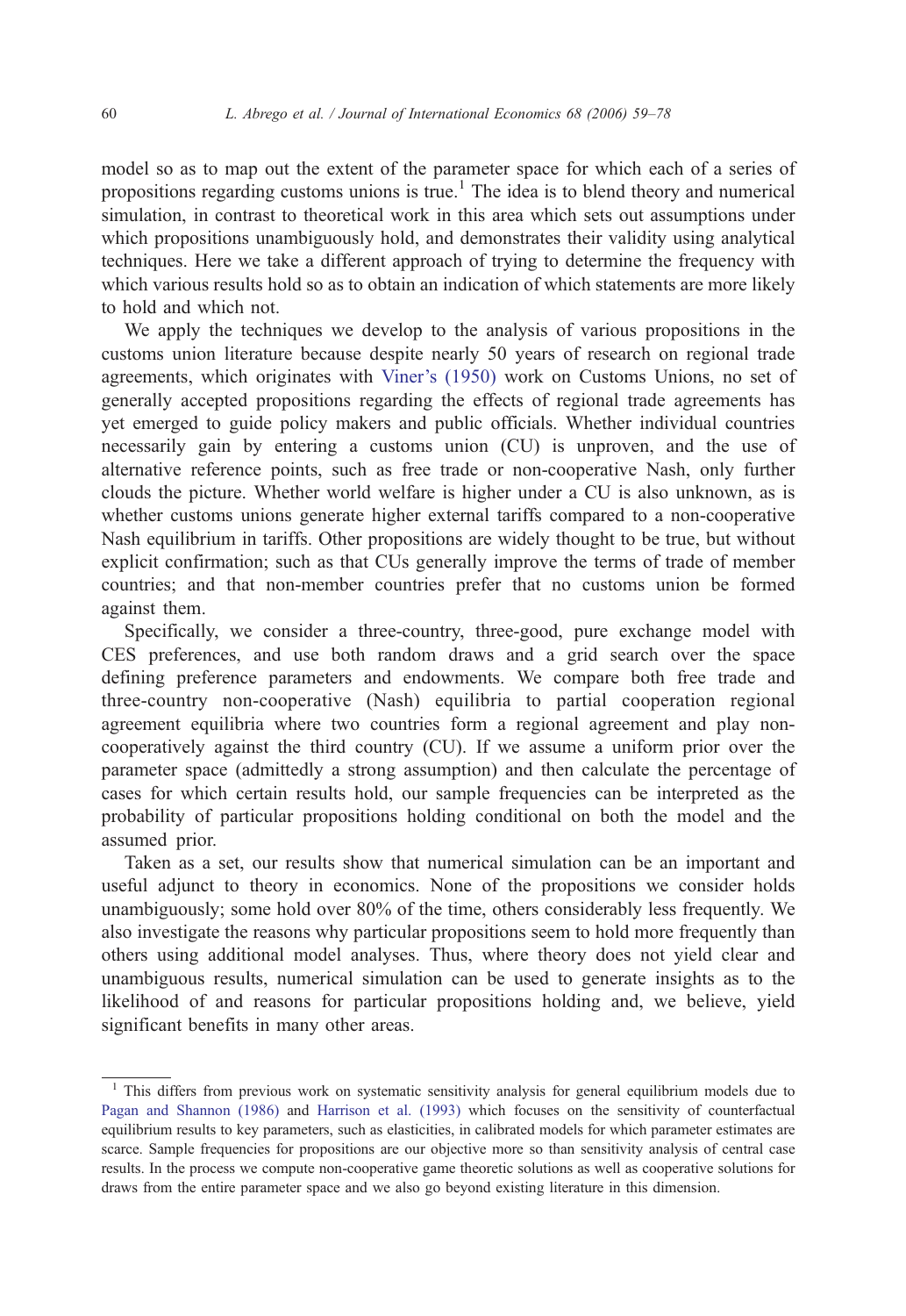model so as to map out the extent of the parameter space for which each of a series of propositions regarding customs unions is true.[1] The idea is to blend theory and numerical simulation, in contrast to theoretical work in this area which sets out assumptions under which propositions unambiguously hold, and demonstrates their validity using analytical techniques. Here we take a different approach of trying to determine the frequency with which various results hold so as to obtain an indication of which statements are more likely to hold and which not.

We apply the techniques we develop to the analysis of various propositions in the customs union literature because despite nearly 50 years of research on regional trade agreements, which originates with Viner's (1950) work on Customs Unions, no set of generally accepted propositions regarding the effects of regional trade agreements has yet emerged to guide policy makers and public officials. Whether individual countries necessarily gain by entering a customs union (CU) is unproven, and the use of alternative reference points, such as free trade or non-cooperative Nash, only further clouds the picture. Whether world welfare is higher under a CU is also unknown, as is whether customs unions generate higher external tariffs compared to a non-cooperative Nash equilibrium in tariffs. Other propositions are widely thought to be true, but without explicit confirmation; such as that CUs generally improve the terms of trade of member countries; and that non-member countries prefer that no customs union be formed against them.

Specifically, we consider a three-country, three-good, pure exchange model with CES preferences, and use both random draws and a grid search over the space defining preference parameters and endowments. We compare both free trade and three-country non-cooperative (Nash) equilibria to partial cooperation regional agreement equilibria where two countries form a regional agreement and play non-cooperatively against the third country (CU). If we assume a uniform prior over the parameter space (admittedly a strong assumption) and then calculate the percentage of cases for which certain results hold, our sample frequencies can be interpreted as the probability of particular propositions holding conditional on both the model and the assumed prior.

Taken as a set, our results show that numerical simulation can be an important and useful adjunct to theory in economics. None of the propositions we consider holds unambiguously; some hold over 80% of the time, others considerably less frequently. We also investigate the reasons why particular propositions seem to hold more frequently than others using additional model analyses. Thus, where theory does not yield clear and unambiguous results, numerical simulation can be used to generate insights as to the likelihood of and reasons for particular propositions holding and, we believe, yield significant benefits in many other areas.

[1] This differs from previous work on systematic sensitivity analysis for general equilibrium models due to Pagan and Shannon (1986) and Harrison et al. (1993) which focuses on the sensitivity of counterfactual equilibrium results to key parameters, such as elasticities, in calibrated models for which parameter estimates are scarce. Sample frequencies for propositions are our objective more so than sensitivity analysis of central case results. In the process we compute non-cooperative game theoretic solutions as well as cooperative solutions for draws from the entire parameter space and we also go beyond existing literature in this dimension.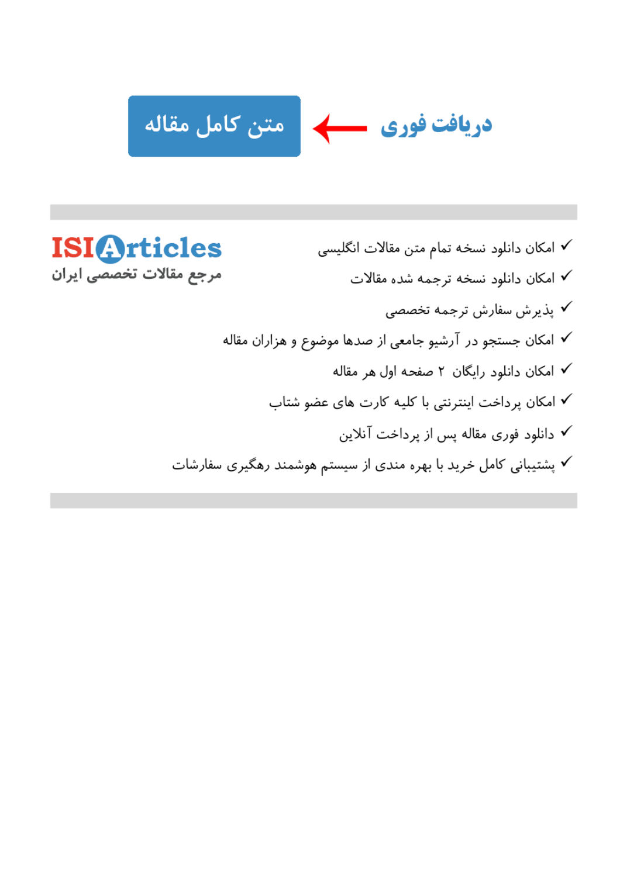دریافت فوری ← **متن کامل مقاله**

**ISIArticles**
مرجع مقالات تخصصی ایران

- ✓ امکان دانلود نسخه تمام متن مقالات انگلیسی
- ✓ امکان دانلود نسخه ترجمه شده مقالات
- ✓ پذیرش سفارش ترجمه تخصصی
- ✓ امکان جستجو در آرشیو جامعی از صدها موضوع و هزاران مقاله
- ✓ امکان دانلود رایگان ۲ صفحه اول هر مقاله
- ✓ امکان پرداخت اینترنتی با کلیه کارت های عضو شتاب
- ✓ دانلود فوری مقاله پس از پرداخت آنلاین
- ✓ پشتیبانی کامل خرید با بهره مندی از سیستم هوشمند رهگیری سفارشات